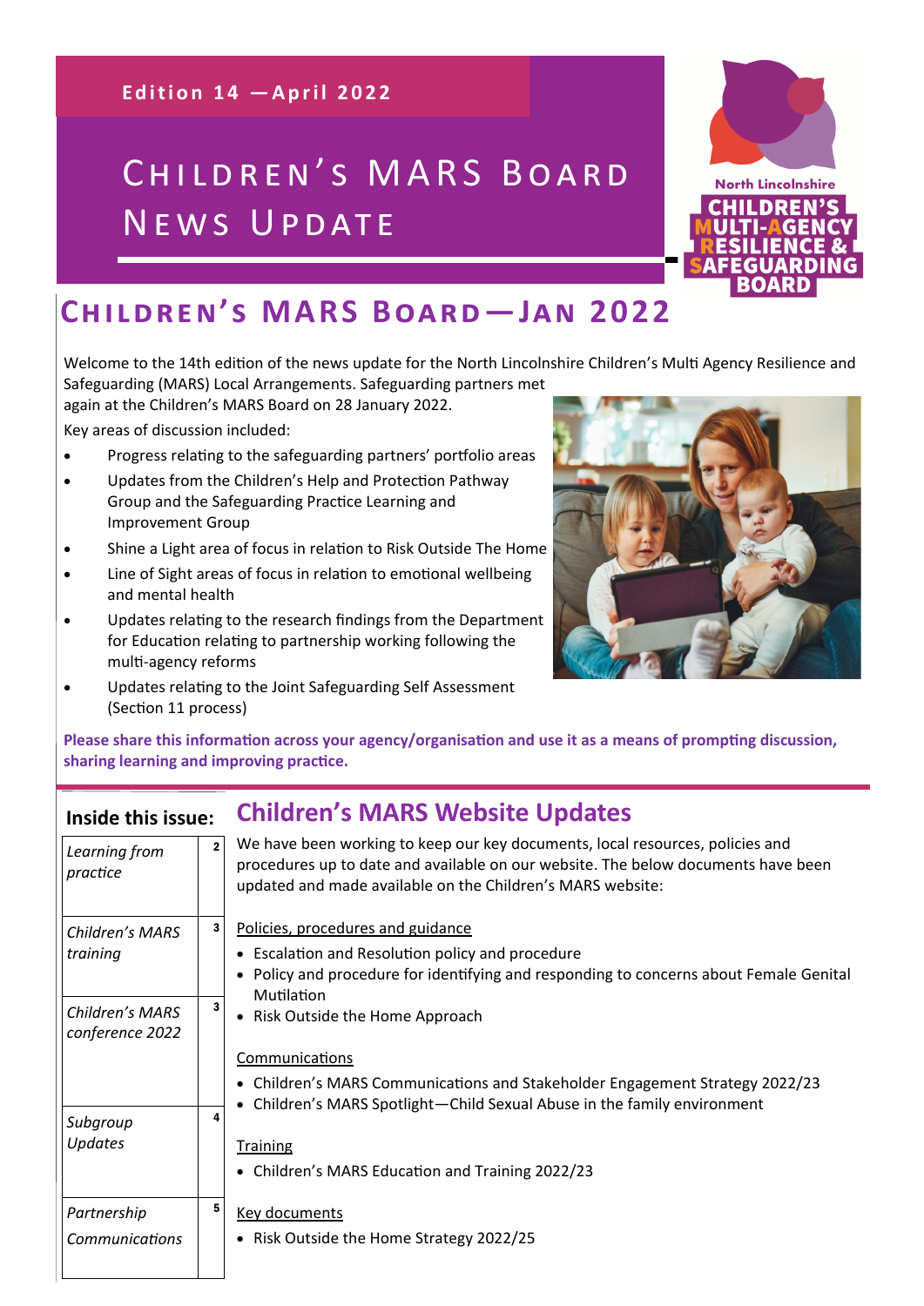**Edition 14 —April 2022**

# Children's MARS Board News Update

North Lincolnshire
CHILDREN'S MULTI-AGENCY RESILIENCE & SAFEGUARDING BOARD

## Children's MARS Board—Jan 2022

Welcome to the 14th edition of the news update for the North Lincolnshire Children's Multi Agency Resilience and Safeguarding (MARS) Local Arrangements. Safeguarding partners met again at the Children's MARS Board on 28 January 2022.

Key areas of discussion included:

- Progress relating to the safeguarding partners' portfolio areas
- Updates from the Children's Help and Protection Pathway Group and the Safeguarding Practice Learning and Improvement Group
- Shine a Light area of focus in relation to Risk Outside The Home
- Line of Sight areas of focus in relation to emotional wellbeing and mental health
- Updates relating to the research findings from the Department for Education relating to partnership working following the multi-agency reforms
- Updates relating to the Joint Safeguarding Self Assessment (Section 11 process)

**Please share this information across your agency/organisation and use it as a means of prompting discussion, sharing learning and improving practice.**

**Inside this issue:**

| | |
|---|---|
| *Learning from practice* | 2 |
| *Children's MARS training* | 3 |
| *Children's MARS conference 2022* | 3 |
| *Subgroup Updates* | 4 |
| *Partnership Communications* | 5 |

## Children's MARS Website Updates

We have been working to keep our key documents, local resources, policies and procedures up to date and available on our website. The below documents have been updated and made available on the Children's MARS website:

Policies, procedures and guidance

- Escalation and Resolution policy and procedure
- Policy and procedure for identifying and responding to concerns about Female Genital Mutilation
- Risk Outside the Home Approach

Communications

- Children's MARS Communications and Stakeholder Engagement Strategy 2022/23
- Children's MARS Spotlight—Child Sexual Abuse in the family environment

Training

- Children's MARS Education and Training 2022/23

Key documents

- Risk Outside the Home Strategy 2022/25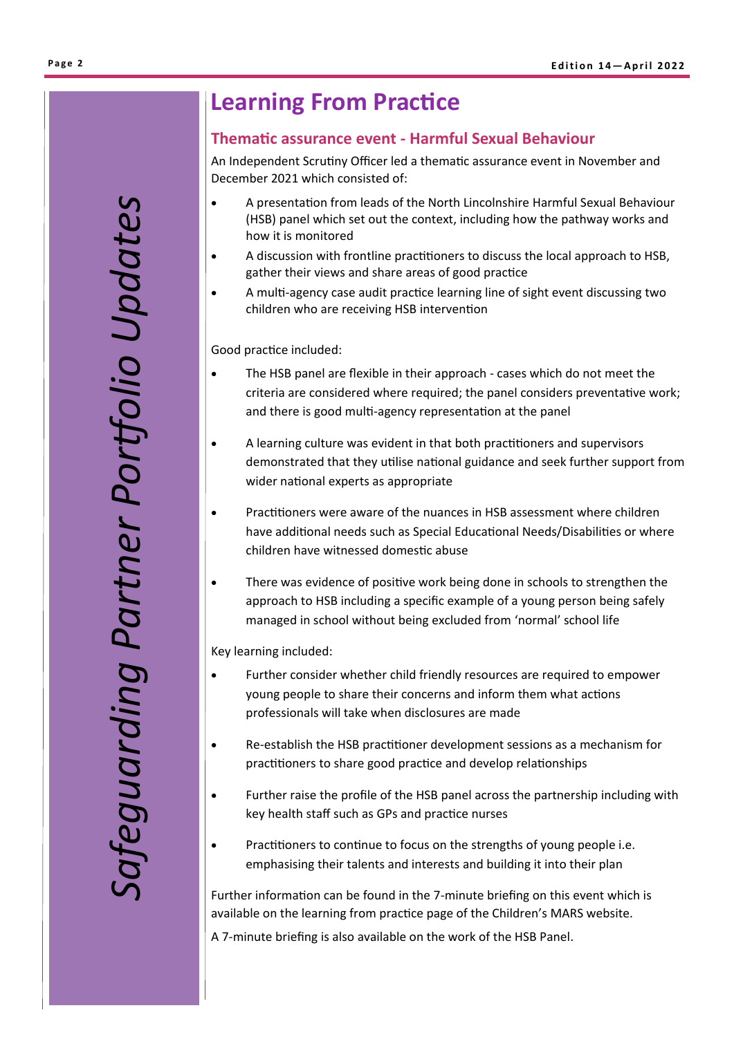# Learning From Practice

## Thematic assurance event - Harmful Sexual Behaviour

An Independent Scrutiny Officer led a thematic assurance event in November and December 2021 which consisted of:

- A presentation from leads of the North Lincolnshire Harmful Sexual Behaviour (HSB) panel which set out the context, including how the pathway works and how it is monitored
- A discussion with frontline practitioners to discuss the local approach to HSB, gather their views and share areas of good practice
- A multi-agency case audit practice learning line of sight event discussing two children who are receiving HSB intervention

Good practice included:

- The HSB panel are flexible in their approach - cases which do not meet the criteria are considered where required; the panel considers preventative work; and there is good multi-agency representation at the panel
- A learning culture was evident in that both practitioners and supervisors demonstrated that they utilise national guidance and seek further support from wider national experts as appropriate
- Practitioners were aware of the nuances in HSB assessment where children have additional needs such as Special Educational Needs/Disabilities or where children have witnessed domestic abuse
- There was evidence of positive work being done in schools to strengthen the approach to HSB including a specific example of a young person being safely managed in school without being excluded from 'normal' school life

Key learning included:

- Further consider whether child friendly resources are required to empower young people to share their concerns and inform them what actions professionals will take when disclosures are made
- Re-establish the HSB practitioner development sessions as a mechanism for practitioners to share good practice and develop relationships
- Further raise the profile of the HSB panel across the partnership including with key health staff such as GPs and practice nurses
- Practitioners to continue to focus on the strengths of young people i.e. emphasising their talents and interests and building it into their plan

Further information can be found in the 7-minute briefing on this event which is available on the learning from practice page of the Children's MARS website.

A 7-minute briefing is also available on the work of the HSB Panel.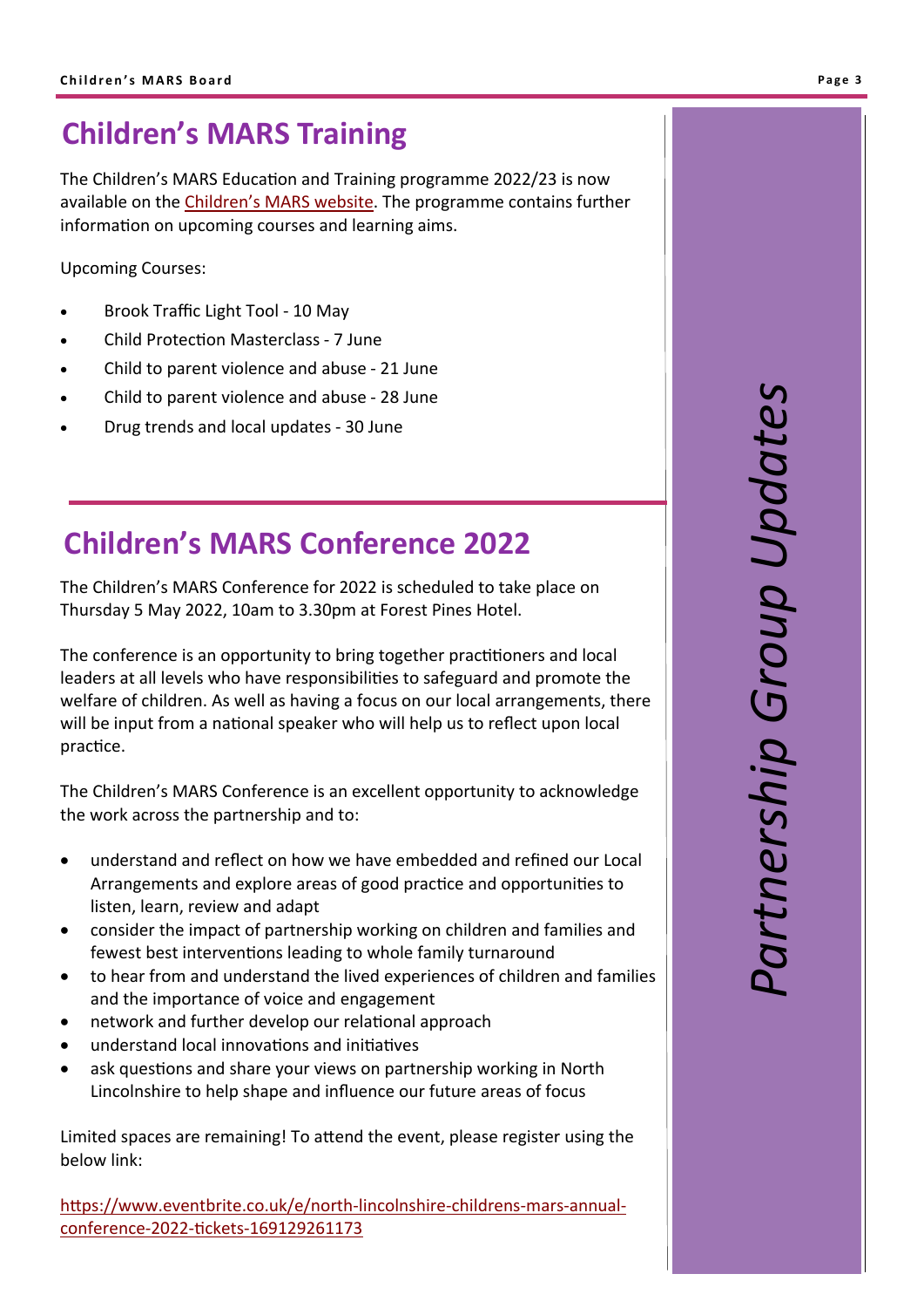# Children's MARS Training

The Children's MARS Education and Training programme 2022/23 is now available on the [Children's MARS website](). The programme contains further information on upcoming courses and learning aims.

Upcoming Courses:

- Brook Traffic Light Tool - 10 May
- Child Protection Masterclass - 7 June
- Child to parent violence and abuse - 21 June
- Child to parent violence and abuse - 28 June
- Drug trends and local updates - 30 June

# Children's MARS Conference 2022

The Children's MARS Conference for 2022 is scheduled to take place on Thursday 5 May 2022, 10am to 3.30pm at Forest Pines Hotel.

The conference is an opportunity to bring together practitioners and local leaders at all levels who have responsibilities to safeguard and promote the welfare of children. As well as having a focus on our local arrangements, there will be input from a national speaker who will help us to reflect upon local practice.

The Children's MARS Conference is an excellent opportunity to acknowledge the work across the partnership and to:

- understand and reflect on how we have embedded and refined our Local Arrangements and explore areas of good practice and opportunities to listen, learn, review and adapt
- consider the impact of partnership working on children and families and fewest best interventions leading to whole family turnaround
- to hear from and understand the lived experiences of children and families and the importance of voice and engagement
- network and further develop our relational approach
- understand local innovations and initiatives
- ask questions and share your views on partnership working in North Lincolnshire to help shape and influence our future areas of focus

Limited spaces are remaining! To attend the event, please register using the below link:

https://www.eventbrite.co.uk/e/north-lincolnshire-childrens-mars-annual-conference-2022-tickets-169129261173

*Partnership Group Updates*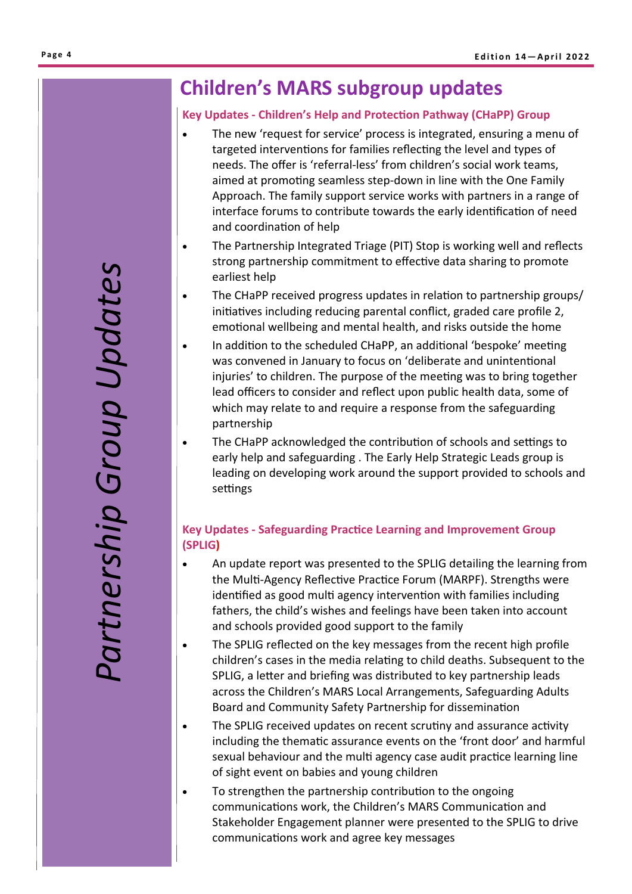*Partnership Group Updates*

# Children's MARS subgroup updates

### Key Updates - Children's Help and Protection Pathway (CHaPP) Group

- The new 'request for service' process is integrated, ensuring a menu of targeted interventions for families reflecting the level and types of needs. The offer is 'referral-less' from children's social work teams, aimed at promoting seamless step-down in line with the One Family Approach. The family support service works with partners in a range of interface forums to contribute towards the early identification of need and coordination of help
- The Partnership Integrated Triage (PIT) Stop is working well and reflects strong partnership commitment to effective data sharing to promote earliest help
- The CHaPP received progress updates in relation to partnership groups/ initiatives including reducing parental conflict, graded care profile 2, emotional wellbeing and mental health, and risks outside the home
- In addition to the scheduled CHaPP, an additional 'bespoke' meeting was convened in January to focus on 'deliberate and unintentional injuries' to children. The purpose of the meeting was to bring together lead officers to consider and reflect upon public health data, some of which may relate to and require a response from the safeguarding partnership
- The CHaPP acknowledged the contribution of schools and settings to early help and safeguarding . The Early Help Strategic Leads group is leading on developing work around the support provided to schools and settings

### Key Updates - Safeguarding Practice Learning and Improvement Group (SPLIG)

- An update report was presented to the SPLIG detailing the learning from the Multi-Agency Reflective Practice Forum (MARPF). Strengths were identified as good multi agency intervention with families including fathers, the child's wishes and feelings have been taken into account and schools provided good support to the family
- The SPLIG reflected on the key messages from the recent high profile children's cases in the media relating to child deaths. Subsequent to the SPLIG, a letter and briefing was distributed to key partnership leads across the Children's MARS Local Arrangements, Safeguarding Adults Board and Community Safety Partnership for dissemination
- The SPLIG received updates on recent scrutiny and assurance activity including the thematic assurance events on the 'front door' and harmful sexual behaviour and the multi agency case audit practice learning line of sight event on babies and young children
- To strengthen the partnership contribution to the ongoing communications work, the Children's MARS Communication and Stakeholder Engagement planner were presented to the SPLIG to drive communications work and agree key messages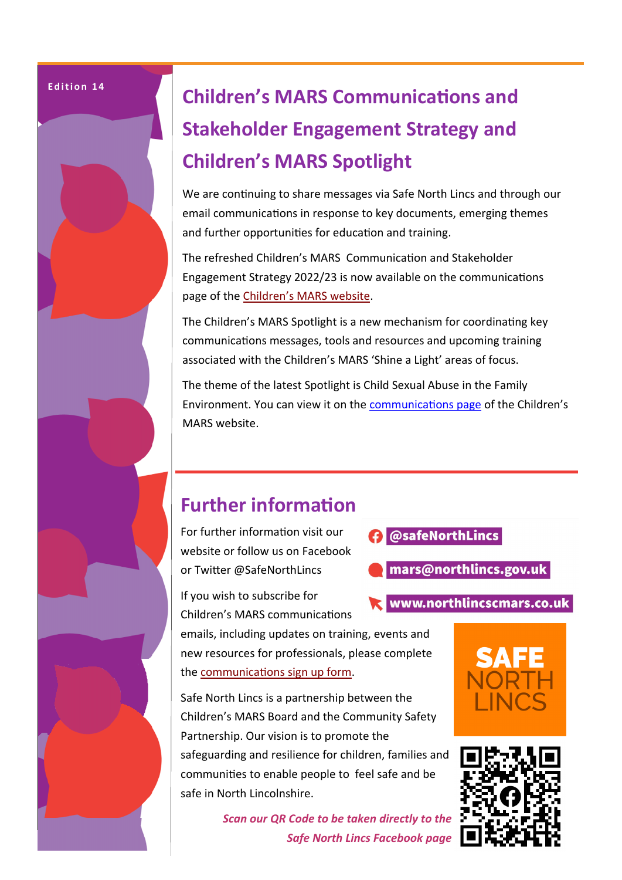Edition 14

# Children's MARS Communications and Stakeholder Engagement Strategy and Children's MARS Spotlight

We are continuing to share messages via Safe North Lincs and through our email communications in response to key documents, emerging themes and further opportunities for education and training.

The refreshed Children's MARS Communication and Stakeholder Engagement Strategy 2022/23 is now available on the communications page of the Children's MARS website.

The Children's MARS Spotlight is a new mechanism for coordinating key communications messages, tools and resources and upcoming training associated with the Children's MARS 'Shine a Light' areas of focus.

The theme of the latest Spotlight is Child Sexual Abuse in the Family Environment. You can view it on the communications page of the Children's MARS website.

## Further information

For further information visit our website or follow us on Facebook or Twitter @SafeNorthLincs

@safeNorthLincs

mars@northlincs.gov.uk

www.northlincscmars.co.uk

If you wish to subscribe for Children's MARS communications emails, including updates on training, events and new resources for professionals, please complete the communications sign up form.

Safe North Lincs is a partnership between the Children's MARS Board and the Community Safety Partnership. Our vision is to promote the safeguarding and resilience for children, families and communities to enable people to feel safe and be safe in North Lincolnshire.

SAFE NORTH LINCS

*Scan our QR Code to be taken directly to the Safe North Lincs Facebook page*